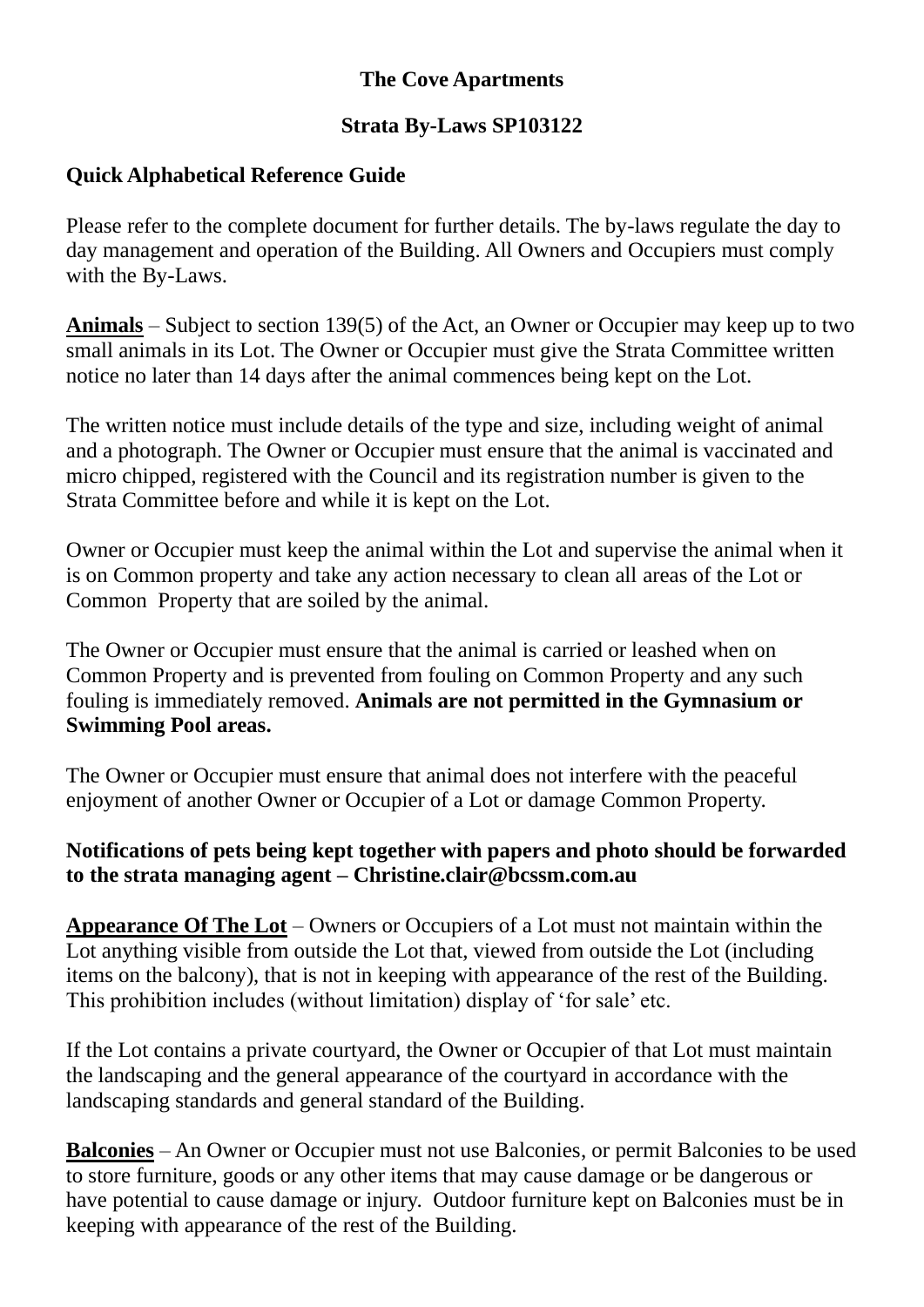# The Cove Apartments

## Strata By-Laws SP103122

### Quick Alphabetical Reference Guide

Please refer to the complete document for further details. The by-laws regulate the day to day management and operation of the Building. All Owners and Occupiers must comply with the By-Laws.

**Animals** – Subject to section 139(5) of the Act, an Owner or Occupier may keep up to two small animals in its Lot. The Owner or Occupier must give the Strata Committee written notice no later than 14 days after the animal commences being kept on the Lot.

The written notice must include details of the type and size, including weight of animal and a photograph. The Owner or Occupier must ensure that the animal is vaccinated and micro chipped, registered with the Council and its registration number is given to the Strata Committee before and while it is kept on the Lot.

Owner or Occupier must keep the animal within the Lot and supervise the animal when it is on Common property and take any action necessary to clean all areas of the Lot or Common Property that are soiled by the animal.

The Owner or Occupier must ensure that the animal is carried or leashed when on Common Property and is prevented from fouling on Common Property and any such fouling is immediately removed. **Animals are not permitted in the Gymnasium or Swimming Pool areas.**

The Owner or Occupier must ensure that animal does not interfere with the peaceful enjoyment of another Owner or Occupier of a Lot or damage Common Property.

**Notifications of pets being kept together with papers and photo should be forwarded to the strata managing agent – Christine.clair@bcssm.com.au**

**Appearance Of The Lot** – Owners or Occupiers of a Lot must not maintain within the Lot anything visible from outside the Lot that, viewed from outside the Lot (including items on the balcony), that is not in keeping with appearance of the rest of the Building. This prohibition includes (without limitation) display of 'for sale' etc.

If the Lot contains a private courtyard, the Owner or Occupier of that Lot must maintain the landscaping and the general appearance of the courtyard in accordance with the landscaping standards and general standard of the Building.

**Balconies** – An Owner or Occupier must not use Balconies, or permit Balconies to be used to store furniture, goods or any other items that may cause damage or be dangerous or have potential to cause damage or injury. Outdoor furniture kept on Balconies must be in keeping with appearance of the rest of the Building.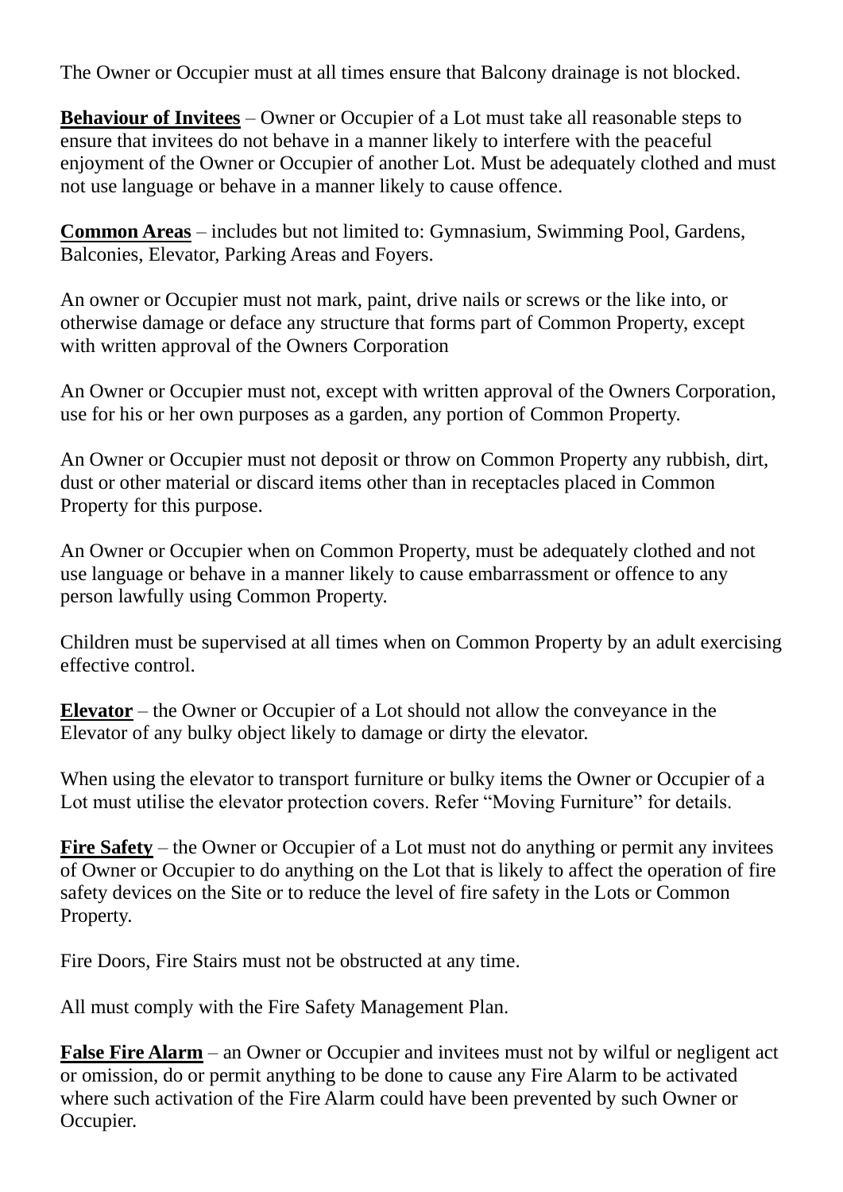The Owner or Occupier must at all times ensure that Balcony drainage is not blocked.

**Behaviour of Invitees** – Owner or Occupier of a Lot must take all reasonable steps to ensure that invitees do not behave in a manner likely to interfere with the peaceful enjoyment of the Owner or Occupier of another Lot. Must be adequately clothed and must not use language or behave in a manner likely to cause offence.

**Common Areas** – includes but not limited to: Gymnasium, Swimming Pool, Gardens, Balconies, Elevator, Parking Areas and Foyers.

An owner or Occupier must not mark, paint, drive nails or screws or the like into, or otherwise damage or deface any structure that forms part of Common Property, except with written approval of the Owners Corporation

An Owner or Occupier must not, except with written approval of the Owners Corporation, use for his or her own purposes as a garden, any portion of Common Property.

An Owner or Occupier must not deposit or throw on Common Property any rubbish, dirt, dust or other material or discard items other than in receptacles placed in Common Property for this purpose.

An Owner or Occupier when on Common Property, must be adequately clothed and not use language or behave in a manner likely to cause embarrassment or offence to any person lawfully using Common Property.

Children must be supervised at all times when on Common Property by an adult exercising effective control.

**Elevator** – the Owner or Occupier of a Lot should not allow the conveyance in the Elevator of any bulky object likely to damage or dirty the elevator.

When using the elevator to transport furniture or bulky items the Owner or Occupier of a Lot must utilise the elevator protection covers. Refer "Moving Furniture" for details.

**Fire Safety** – the Owner or Occupier of a Lot must not do anything or permit any invitees of Owner or Occupier to do anything on the Lot that is likely to affect the operation of fire safety devices on the Site or to reduce the level of fire safety in the Lots or Common Property.

Fire Doors, Fire Stairs must not be obstructed at any time.

All must comply with the Fire Safety Management Plan.

**False Fire Alarm** – an Owner or Occupier and invitees must not by wilful or negligent act or omission, do or permit anything to be done to cause any Fire Alarm to be activated where such activation of the Fire Alarm could have been prevented by such Owner or Occupier.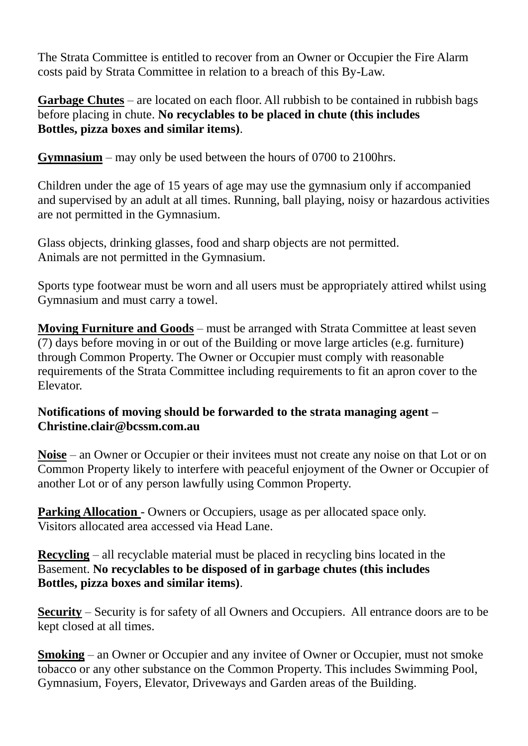The Strata Committee is entitled to recover from an Owner or Occupier the Fire Alarm costs paid by Strata Committee in relation to a breach of this By-Law.

**Garbage Chutes** – are located on each floor. All rubbish to be contained in rubbish bags before placing in chute. **No recyclables to be placed in chute (this includes Bottles, pizza boxes and similar items)**.

**Gymnasium** – may only be used between the hours of 0700 to 2100hrs.

Children under the age of 15 years of age may use the gymnasium only if accompanied and supervised by an adult at all times. Running, ball playing, noisy or hazardous activities are not permitted in the Gymnasium.

Glass objects, drinking glasses, food and sharp objects are not permitted.
Animals are not permitted in the Gymnasium.

Sports type footwear must be worn and all users must be appropriately attired whilst using Gymnasium and must carry a towel.

**Moving Furniture and Goods** – must be arranged with Strata Committee at least seven (7) days before moving in or out of the Building or move large articles (e.g. furniture) through Common Property. The Owner or Occupier must comply with reasonable requirements of the Strata Committee including requirements to fit an apron cover to the Elevator.

**Notifications of moving should be forwarded to the strata managing agent – Christine.clair@bcssm.com.au**

**Noise** – an Owner or Occupier or their invitees must not create any noise on that Lot or on Common Property likely to interfere with peaceful enjoyment of the Owner or Occupier of another Lot or of any person lawfully using Common Property.

**Parking Allocation** - Owners or Occupiers, usage as per allocated space only.
Visitors allocated area accessed via Head Lane.

**Recycling** – all recyclable material must be placed in recycling bins located in the Basement. **No recyclables to be disposed of in garbage chutes (this includes Bottles, pizza boxes and similar items)**.

**Security** – Security is for safety of all Owners and Occupiers. All entrance doors are to be kept closed at all times.

**Smoking** – an Owner or Occupier and any invitee of Owner or Occupier, must not smoke tobacco or any other substance on the Common Property. This includes Swimming Pool, Gymnasium, Foyers, Elevator, Driveways and Garden areas of the Building.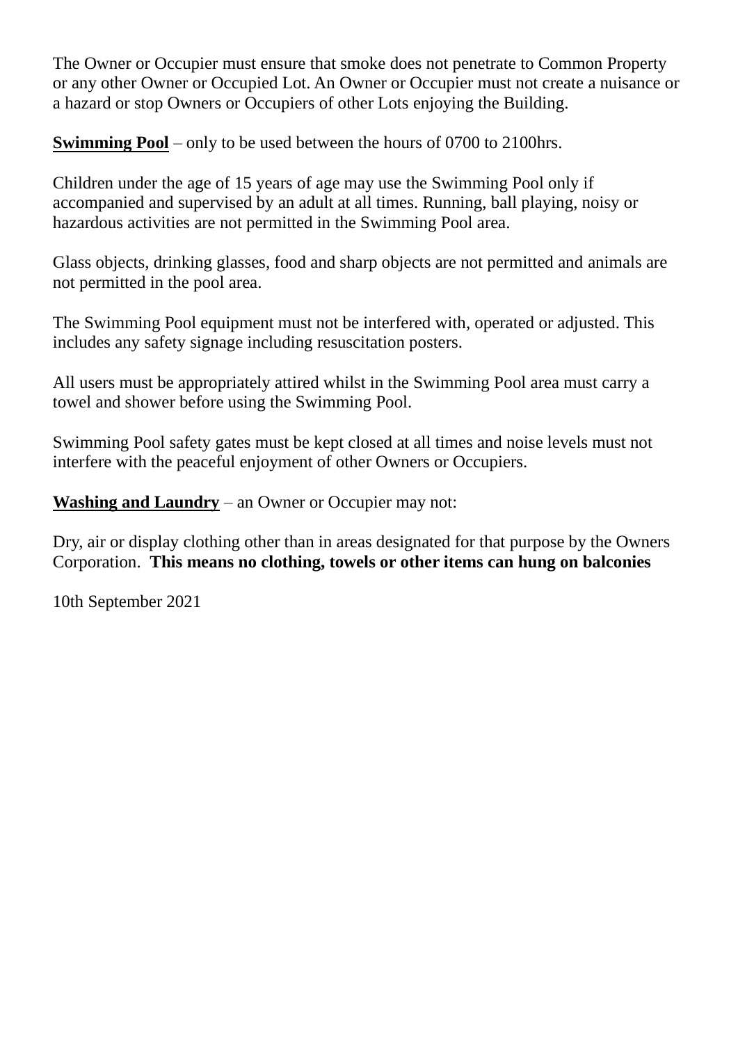The Owner or Occupier must ensure that smoke does not penetrate to Common Property or any other Owner or Occupied Lot. An Owner or Occupier must not create a nuisance or a hazard or stop Owners or Occupiers of other Lots enjoying the Building.

**Swimming Pool** – only to be used between the hours of 0700 to 2100hrs.

Children under the age of 15 years of age may use the Swimming Pool only if accompanied and supervised by an adult at all times. Running, ball playing, noisy or hazardous activities are not permitted in the Swimming Pool area.

Glass objects, drinking glasses, food and sharp objects are not permitted and animals are not permitted in the pool area.

The Swimming Pool equipment must not be interfered with, operated or adjusted. This includes any safety signage including resuscitation posters.

All users must be appropriately attired whilst in the Swimming Pool area must carry a towel and shower before using the Swimming Pool.

Swimming Pool safety gates must be kept closed at all times and noise levels must not interfere with the peaceful enjoyment of other Owners or Occupiers.

**Washing and Laundry** – an Owner or Occupier may not:

Dry, air or display clothing other than in areas designated for that purpose by the Owners Corporation. **This means no clothing, towels or other items can hung on balconies**

10th September 2021